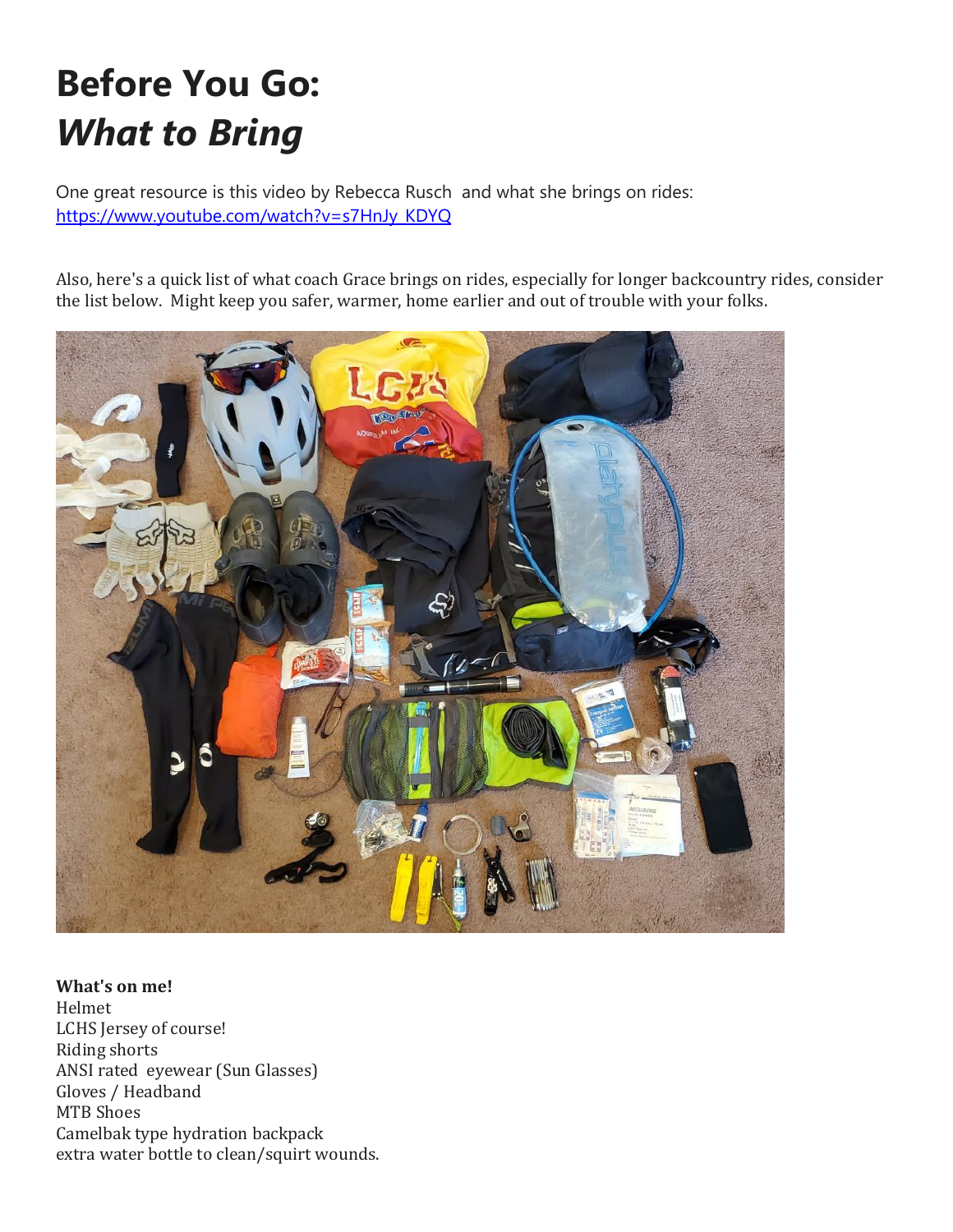# Before You Go:
# *What to Bring*

One great resource is this video by Rebecca Rusch and what she brings on rides:
[https://www.youtube.com/watch?v=s7HnJy_KDYQ](https://www.youtube.com/watch?v=s7HnJy_KDYQ)

Also, here's a quick list of what coach Grace brings on rides, especially for longer backcountry rides, consider the list below. Might keep you safer, warmer, home earlier and out of trouble with your folks.

**What's on me!**
Helmet
LCHS Jersey of course!
Riding shorts
ANSI rated eyewear (Sun Glasses)
Gloves / Headband
MTB Shoes
Camelbak type hydration backpack
extra water bottle to clean/squirt wounds.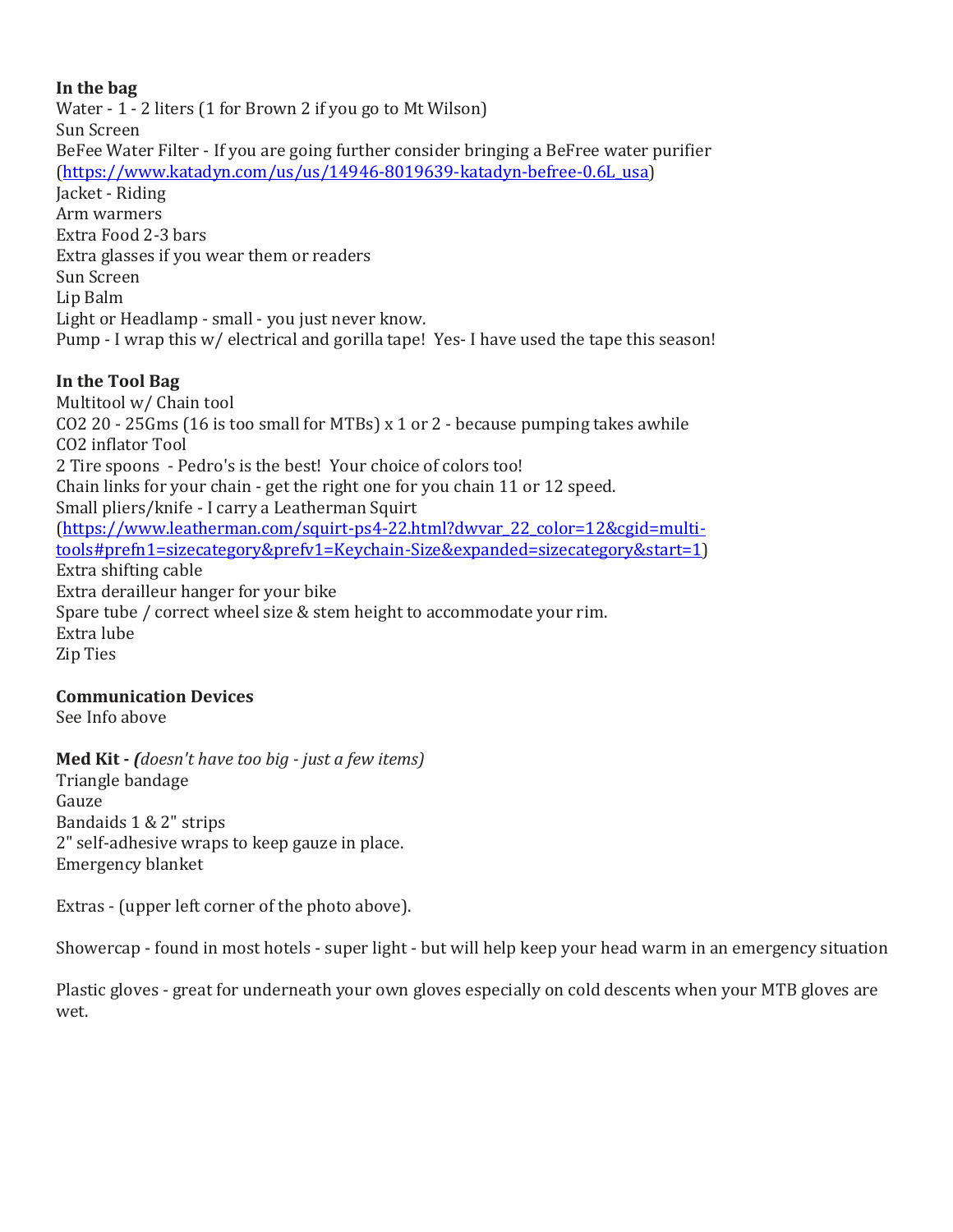**In the bag**
Water - 1 - 2 liters (1 for Brown 2 if you go to Mt Wilson)
Sun Screen
BeFee Water Filter - If you are going further consider bringing a BeFree water purifier (https://www.katadyn.com/us/us/14946-8019639-katadyn-befree-0.6L_usa)
Jacket - Riding
Arm warmers
Extra Food 2-3 bars
Extra glasses if you wear them or readers
Sun Screen
Lip Balm
Light or Headlamp - small - you just never know.
Pump - I wrap this w/ electrical and gorilla tape! Yes- I have used the tape this season!

**In the Tool Bag**
Multitool w/ Chain tool
CO2 20 - 25Gms (16 is too small for MTBs) x 1 or 2 - because pumping takes awhile
CO2 inflator Tool
2 Tire spoons - Pedro's is the best! Your choice of colors too!
Chain links for your chain - get the right one for you chain 11 or 12 speed.
Small pliers/knife - I carry a Leatherman Squirt (https://www.leatherman.com/squirt-ps4-22.html?dwvar_22_color=12&cgid=multi-tools#prefn1=sizecategory&prefv1=Keychain-Size&expanded=sizecategory&start=1)
Extra shifting cable
Extra derailleur hanger for your bike
Spare tube / correct wheel size & stem height to accommodate your rim.
Extra lube
Zip Ties

**Communication Devices**
See Info above

**Med Kit -** ***(****doesn't have too big - just a few items)*
Triangle bandage
Gauze
Bandaids 1 & 2" strips
2" self-adhesive wraps to keep gauze in place.
Emergency blanket

Extras - (upper left corner of the photo above).

Showercap - found in most hotels - super light - but will help keep your head warm in an emergency situation

Plastic gloves - great for underneath your own gloves especially on cold descents when your MTB gloves are wet.